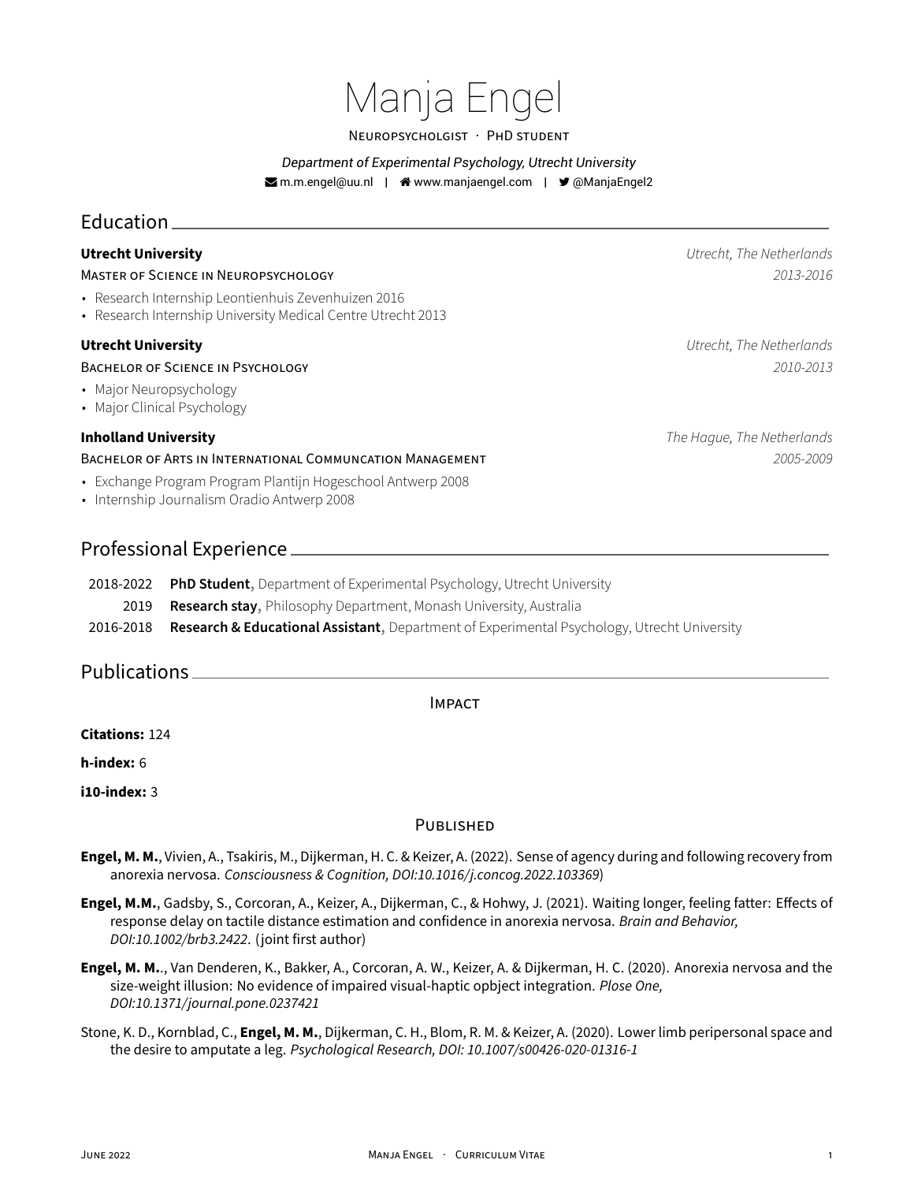# Manja Engel

NEUROPSYCHOLGIST · PHD STUDENT

*Department of Experimental Psychology, Utrecht University*

m.m.engel@uu.nl | www.manjaengel.com | @ManjaEngel2

## Education

**Utrecht University** — *Utrecht, The Netherlands*

MASTER OF SCIENCE IN NEUROPSYCHOLOGY — *2013-2016*

- Research Internship Leontienhuis Zevenhuizen 2016
- Research Internship University Medical Centre Utrecht 2013

**Utrecht University** — *Utrecht, The Netherlands*

BACHELOR OF SCIENCE IN PSYCHOLOGY — *2010-2013*

- Major Neuropsychology
- Major Clinical Psychology

**Inholland University** — *The Hague, The Netherlands*

BACHELOR OF ARTS IN INTERNATIONAL COMMUNCATION MANAGEMENT — *2005-2009*

- Exchange Program Program Plantijn Hogeschool Antwerp 2008
- Internship Journalism Oradio Antwerp 2008

## Professional Experience

- 2018-2022 **PhD Student**, Department of Experimental Psychology, Utrecht University
- 2019 **Research stay**, Philosophy Department, Monash University, Australia
- 2016-2018 **Research & Educational Assistant**, Department of Experimental Psychology, Utrecht University

## Publications

### IMPACT

**Citations:** 124

**h-index:** 6

**i10-index:** 3

### PUBLISHED

**Engel, M. M.**, Vivien, A., Tsakiris, M., Dijkerman, H. C. & Keizer, A. (2022). Sense of agency during and following recovery from anorexia nervosa. *Consciousness & Cognition, DOI:10.1016/j.concog.2022.103369*)

**Engel, M.M.**, Gadsby, S., Corcoran, A., Keizer, A., Dijkerman, C., & Hohwy, J. (2021). Waiting longer, feeling fatter: Effects of response delay on tactile distance estimation and confidence in anorexia nervosa. *Brain and Behavior, DOI:10.1002/brb3.2422*. (joint first author)

**Engel, M. M.**, Van Denderen, K., Bakker, A., Corcoran, A. W., Keizer, A. & Dijkerman, H. C. (2020). Anorexia nervosa and the size-weight illusion: No evidence of impaired visual-haptic opbject integration. *Plose One, DOI:10.1371/journal.pone.0237421*

Stone, K. D., Kornblad, C., **Engel, M. M.**, Dijkerman, C. H., Blom, R. M. & Keizer, A. (2020). Lower limb peripersonal space and the desire to amputate a leg. *Psychological Research, DOI: 10.1007/s00426-020-01316-1*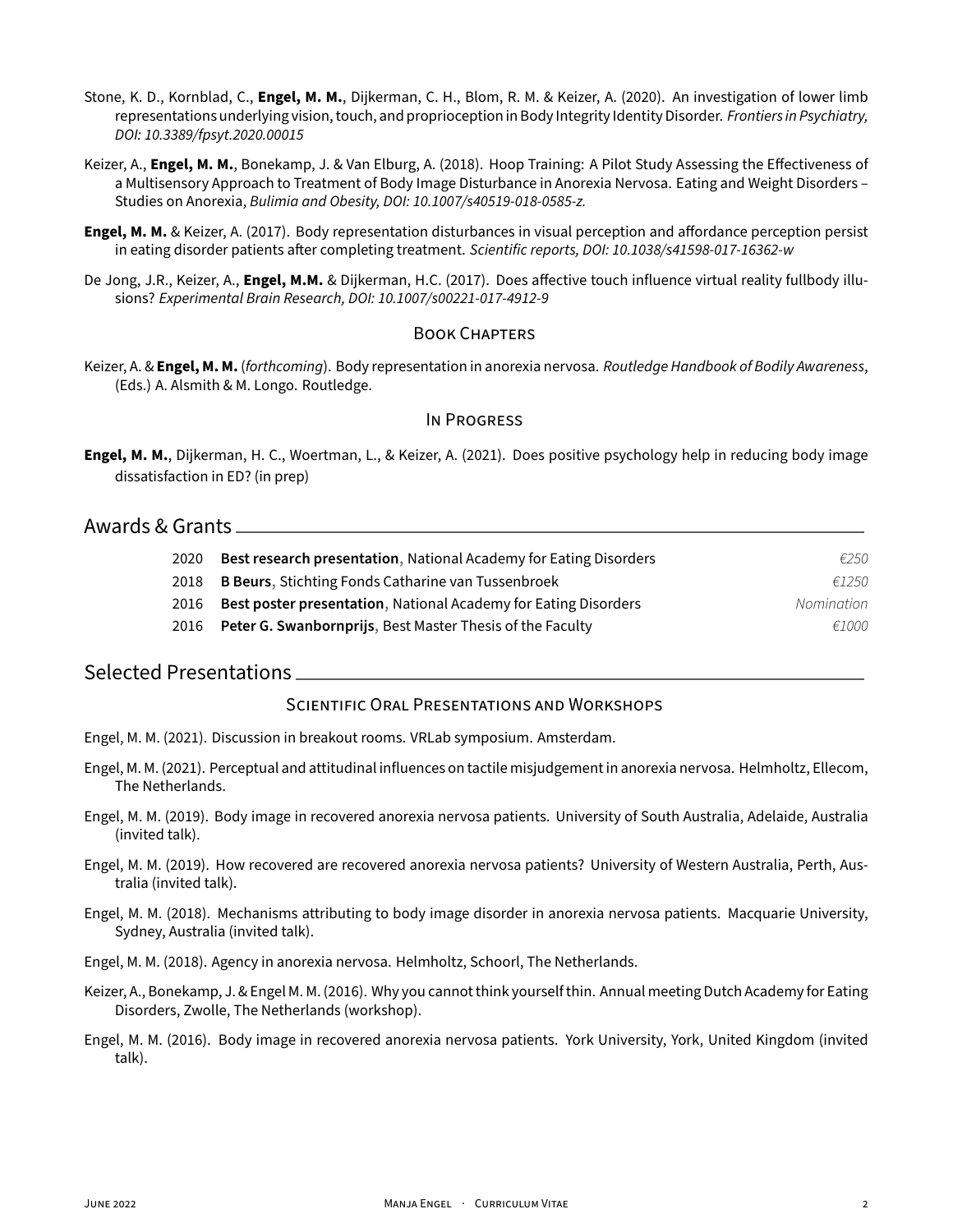Stone, K. D., Kornblad, C., **Engel, M. M.**, Dijkerman, C. H., Blom, R. M. & Keizer, A. (2020). An investigation of lower limb representations underlying vision, touch, and proprioception in Body Integrity Identity Disorder. *Frontiers in Psychiatry, DOI: 10.3389/fpsyt.2020.00015*

Keizer, A., **Engel, M. M.**, Bonekamp, J. & Van Elburg, A. (2018). Hoop Training: A Pilot Study Assessing the Effectiveness of a Multisensory Approach to Treatment of Body Image Disturbance in Anorexia Nervosa. Eating and Weight Disorders – Studies on Anorexia, *Bulimia and Obesity, DOI: 10.1007/s40519-018-0585-z.*

**Engel, M. M.** & Keizer, A. (2017). Body representation disturbances in visual perception and affordance perception persist in eating disorder patients after completing treatment. *Scientific reports, DOI: 10.1038/s41598-017-16362-w*

De Jong, J.R., Keizer, A., **Engel, M.M.** & Dijkerman, H.C. (2017). Does affective touch influence virtual reality fullbody illusions? *Experimental Brain Research, DOI: 10.1007/s00221-017-4912-9*

### Book Chapters

Keizer, A. & **Engel, M. M.** (*forthcoming*). Body representation in anorexia nervosa. *Routledge Handbook of Bodily Awareness*, (Eds.) A. Alsmith & M. Longo. Routledge.

### In Progress

**Engel, M. M.**, Dijkerman, H. C., Woertman, L., & Keizer, A. (2021). Does positive psychology help in reducing body image dissatisfaction in ED? (in prep)

## Awards & Grants

| | | |
|---|---|---|
| 2020 | **Best research presentation**, National Academy for Eating Disorders | *€250* |
| 2018 | **B Beurs**, Stichting Fonds Catharine van Tussenbroek | *€1250* |
| 2016 | **Best poster presentation**, National Academy for Eating Disorders | *Nomination* |
| 2016 | **Peter G. Swanbornprijs**, Best Master Thesis of the Faculty | *€1000* |

## Selected Presentations

### Scientific Oral Presentations and Workshops

Engel, M. M. (2021). Discussion in breakout rooms. VRLab symposium. Amsterdam.

Engel, M. M. (2021). Perceptual and attitudinal influences on tactile misjudgement in anorexia nervosa. Helmholtz, Ellecom, The Netherlands.

Engel, M. M. (2019). Body image in recovered anorexia nervosa patients. University of South Australia, Adelaide, Australia (invited talk).

Engel, M. M. (2019). How recovered are recovered anorexia nervosa patients? University of Western Australia, Perth, Australia (invited talk).

Engel, M. M. (2018). Mechanisms attributing to body image disorder in anorexia nervosa patients. Macquarie University, Sydney, Australia (invited talk).

Engel, M. M. (2018). Agency in anorexia nervosa. Helmholtz, Schoorl, The Netherlands.

Keizer, A., Bonekamp, J. & Engel M. M. (2016). Why you cannot think yourself thin. Annual meeting Dutch Academy for Eating Disorders, Zwolle, The Netherlands (workshop).

Engel, M. M. (2016). Body image in recovered anorexia nervosa patients. York University, York, United Kingdom (invited talk).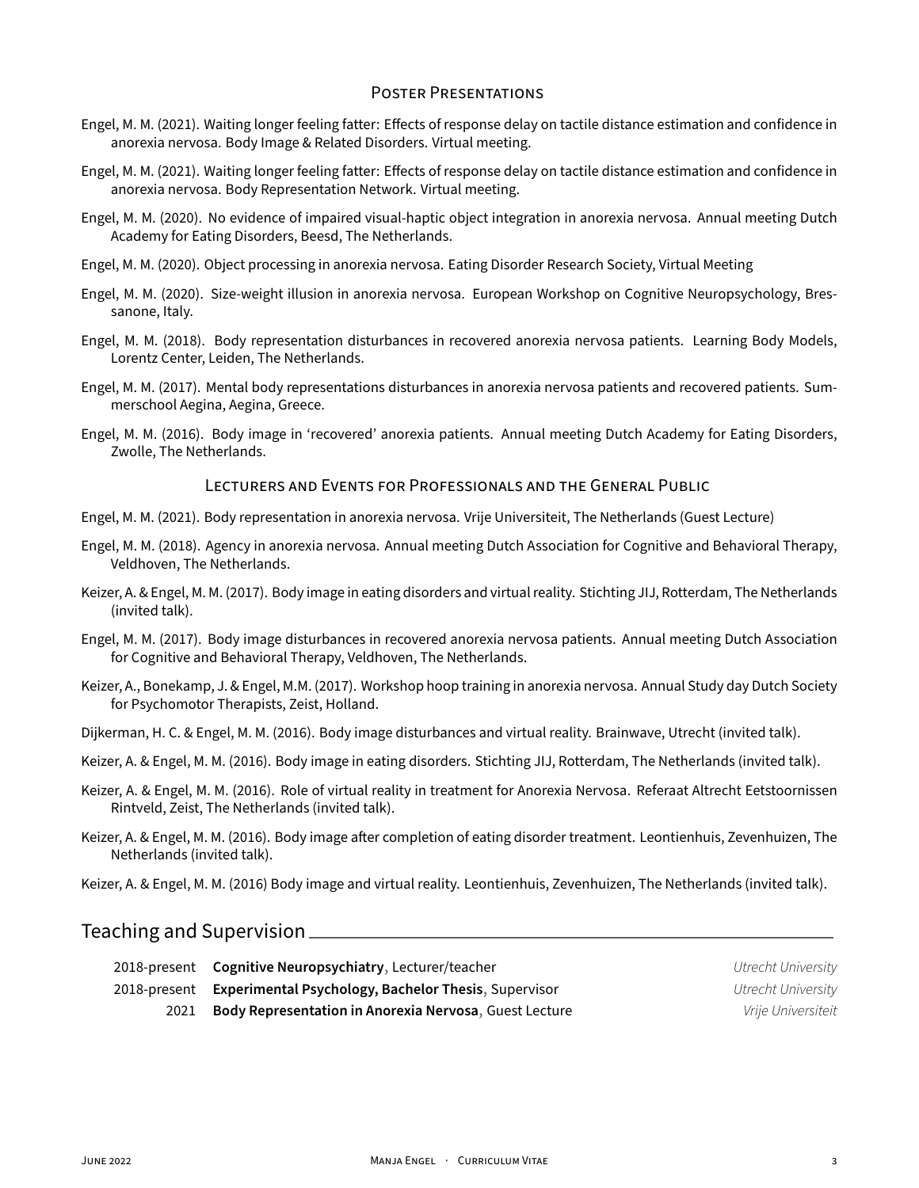### Poster Presentations

Engel, M. M. (2021). Waiting longer feeling fatter: Effects of response delay on tactile distance estimation and confidence in anorexia nervosa. Body Image & Related Disorders. Virtual meeting.

Engel, M. M. (2021). Waiting longer feeling fatter: Effects of response delay on tactile distance estimation and confidence in anorexia nervosa. Body Representation Network. Virtual meeting.

Engel, M. M. (2020). No evidence of impaired visual-haptic object integration in anorexia nervosa. Annual meeting Dutch Academy for Eating Disorders, Beesd, The Netherlands.

Engel, M. M. (2020). Object processing in anorexia nervosa. Eating Disorder Research Society, Virtual Meeting

Engel, M. M. (2020). Size-weight illusion in anorexia nervosa. European Workshop on Cognitive Neuropsychology, Bressanone, Italy.

Engel, M. M. (2018). Body representation disturbances in recovered anorexia nervosa patients. Learning Body Models, Lorentz Center, Leiden, The Netherlands.

Engel, M. M. (2017). Mental body representations disturbances in anorexia nervosa patients and recovered patients. Summerschool Aegina, Aegina, Greece.

Engel, M. M. (2016). Body image in 'recovered' anorexia patients. Annual meeting Dutch Academy for Eating Disorders, Zwolle, The Netherlands.

### Lecturers and Events for Professionals and the General Public

Engel, M. M. (2021). Body representation in anorexia nervosa. Vrije Universiteit, The Netherlands (Guest Lecture)

Engel, M. M. (2018). Agency in anorexia nervosa. Annual meeting Dutch Association for Cognitive and Behavioral Therapy, Veldhoven, The Netherlands.

Keizer, A. & Engel, M. M. (2017). Body image in eating disorders and virtual reality. Stichting JIJ, Rotterdam, The Netherlands (invited talk).

Engel, M. M. (2017). Body image disturbances in recovered anorexia nervosa patients. Annual meeting Dutch Association for Cognitive and Behavioral Therapy, Veldhoven, The Netherlands.

Keizer, A., Bonekamp, J. & Engel, M.M. (2017). Workshop hoop training in anorexia nervosa. Annual Study day Dutch Society for Psychomotor Therapists, Zeist, Holland.

Dijkerman, H. C. & Engel, M. M. (2016). Body image disturbances and virtual reality. Brainwave, Utrecht (invited talk).

Keizer, A. & Engel, M. M. (2016). Body image in eating disorders. Stichting JIJ, Rotterdam, The Netherlands (invited talk).

Keizer, A. & Engel, M. M. (2016). Role of virtual reality in treatment for Anorexia Nervosa. Referaat Altrecht Eetstoornissen Rintveld, Zeist, The Netherlands (invited talk).

Keizer, A. & Engel, M. M. (2016). Body image after completion of eating disorder treatment. Leontienhuis, Zevenhuizen, The Netherlands (invited talk).

Keizer, A. & Engel, M. M. (2016) Body image and virtual reality. Leontienhuis, Zevenhuizen, The Netherlands (invited talk).

## Teaching and Supervision

| | | |
|---|---|---|
| 2018-present | **Cognitive Neuropsychiatry**, Lecturer/teacher | *Utrecht University* |
| 2018-present | **Experimental Psychology, Bachelor Thesis**, Supervisor | *Utrecht University* |
| 2021 | **Body Representation in Anorexia Nervosa**, Guest Lecture | *Vrije Universiteit* |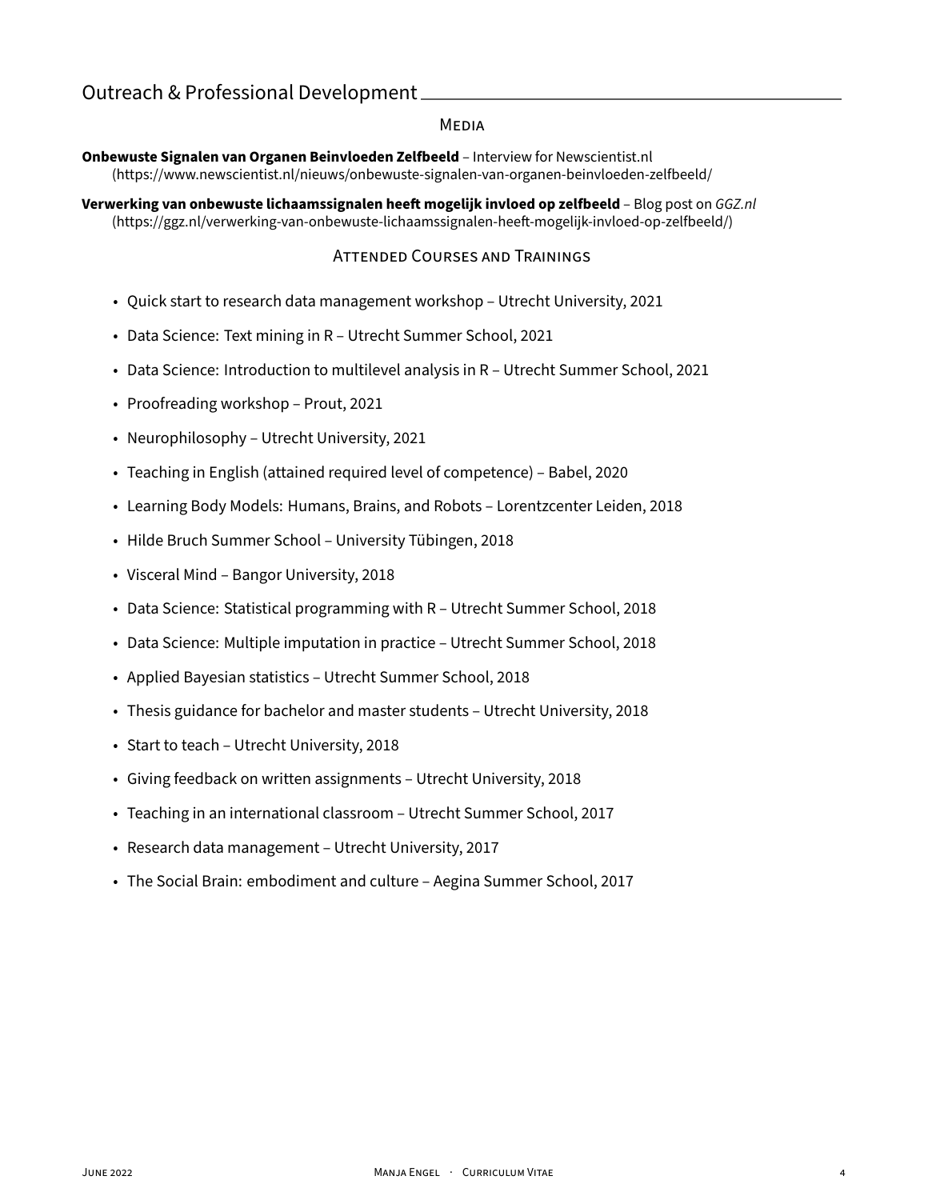## Outreach & Professional Development

### Media

**Onbewuste Signalen van Organen Beinvloeden Zelfbeeld** – Interview for Newscientist.nl (https://www.newscientist.nl/nieuws/onbewuste-signalen-van-organen-beinvloeden-zelfbeeld/

**Verwerking van onbewuste lichaamssignalen heeft mogelijk invloed op zelfbeeld** – Blog post on *GGZ.nl* (https://ggz.nl/verwerking-van-onbewuste-lichaamssignalen-heeft-mogelijk-invloed-op-zelfbeeld/)

### Attended Courses and Trainings

- Quick start to research data management workshop – Utrecht University, 2021
- Data Science: Text mining in R – Utrecht Summer School, 2021
- Data Science: Introduction to multilevel analysis in R – Utrecht Summer School, 2021
- Proofreading workshop – Prout, 2021
- Neurophilosophy – Utrecht University, 2021
- Teaching in English (attained required level of competence) – Babel, 2020
- Learning Body Models: Humans, Brains, and Robots – Lorentzcenter Leiden, 2018
- Hilde Bruch Summer School – University Tübingen, 2018
- Visceral Mind – Bangor University, 2018
- Data Science: Statistical programming with R – Utrecht Summer School, 2018
- Data Science: Multiple imputation in practice – Utrecht Summer School, 2018
- Applied Bayesian statistics – Utrecht Summer School, 2018
- Thesis guidance for bachelor and master students – Utrecht University, 2018
- Start to teach – Utrecht University, 2018
- Giving feedback on written assignments – Utrecht University, 2018
- Teaching in an international classroom – Utrecht Summer School, 2017
- Research data management – Utrecht University, 2017
- The Social Brain: embodiment and culture – Aegina Summer School, 2017